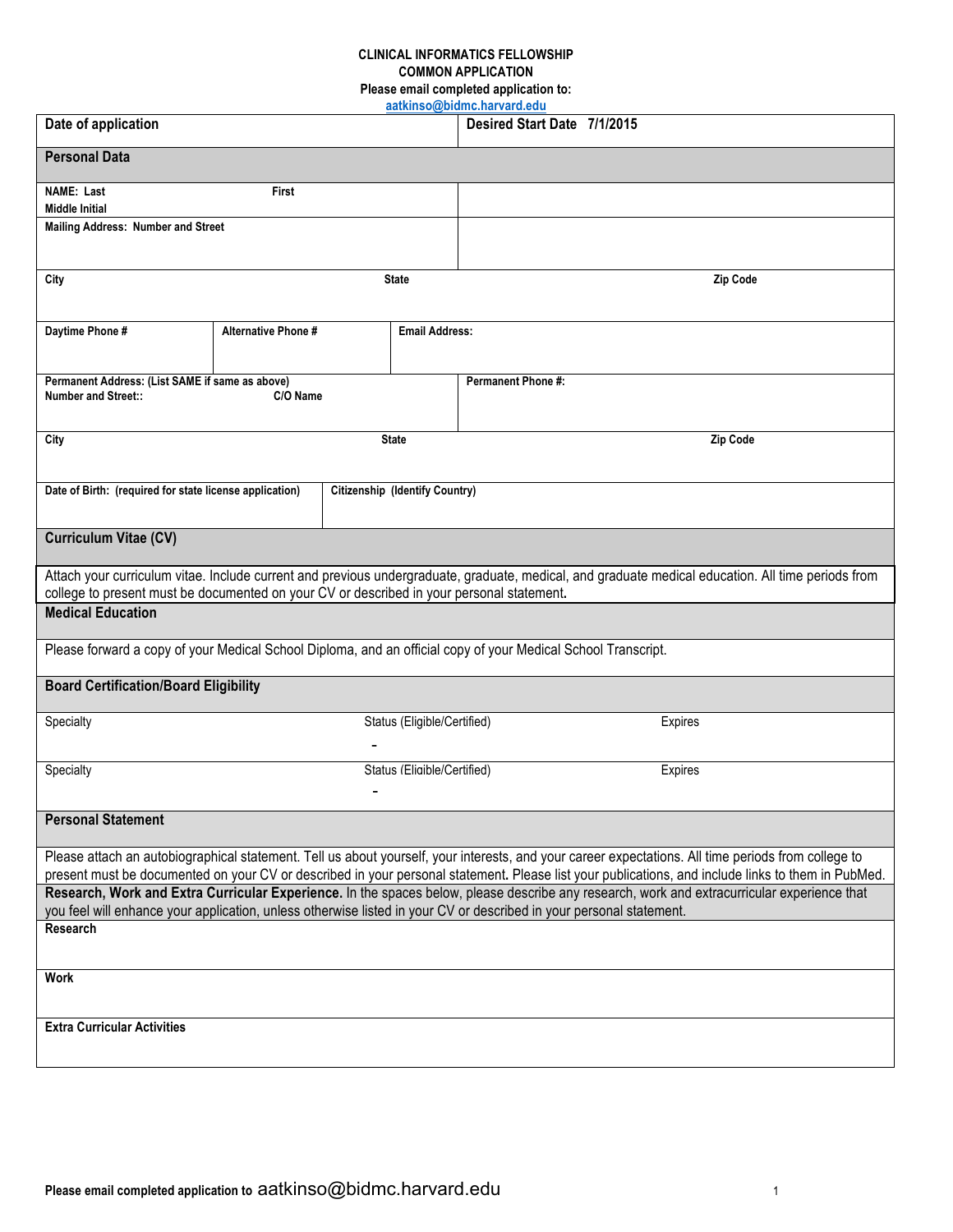**CLINICAL INFORMATICS FELLOWSHIP**
**COMMON APPLICATION**
**Please email completed application to:**
**aatkinso@bidmc.harvard.edu**

| **Date of application** | **Desired Start Date 7/1/2015** |
|---|---|

## Personal Data

| | | | |
|---|---|---|---|
| **NAME: Last** **First** **Middle Initial** | | | |
| **Mailing Address: Number and Street** | | | |
| **City** | **State** | | **Zip Code** |
| **Daytime Phone #** | **Alternative Phone #** | **Email Address:** | |
| **Permanent Address: (List SAME if same as above)** **Number and Street::** **C/O Name** | | **Permanent Phone #:** | |
| **City** | **State** | | **Zip Code** |
| **Date of Birth: (required for state license application)** | **Citizenship (Identify Country)** | | |

## Curriculum Vitae (CV)

Attach your curriculum vitae. Include current and previous undergraduate, graduate, medical, and graduate medical education. All time periods from college to present must be documented on your CV or described in your personal statement**.**

## Medical Education

Please forward a copy of your Medical School Diploma, and an official copy of your Medical School Transcript.

## Board Certification/Board Eligibility

| Specialty | Status (Eligible/Certified) | Expires |
|---|---|---|
| | - | |
| Specialty | Status (Eligible/Certified) | Expires |
| | - | |

## Personal Statement

Please attach an autobiographical statement. Tell us about yourself, your interests, and your career expectations. All time periods from college to present must be documented on your CV or described in your personal statement**.** Please list your publications, and include links to them in PubMed.

**Research, Work and Extra Curricular Experience.** In the spaces below, please describe any research, work and extracurricular experience that you feel will enhance your application, unless otherwise listed in your CV or described in your personal statement.

**Research**

**Work**

**Extra Curricular Activities**

**Please email completed application to** aatkinso@bidmc.harvard.edu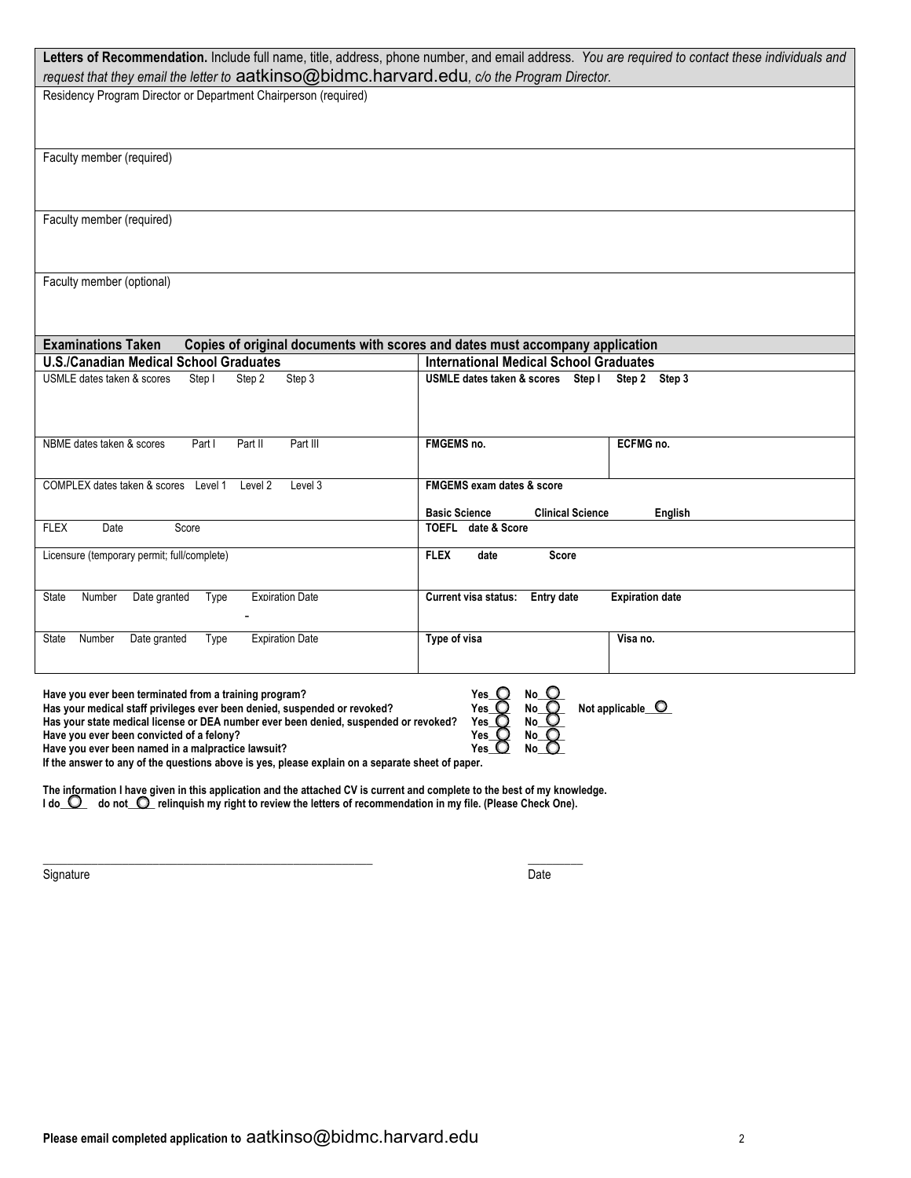**Letters of Recommendation.** Include full name, title, address, phone number, and email address. *You are required to contact these individuals and request that they email the letter to* aatkinso@bidmc.harvard.edu*, c/o the Program Director.*

| |
|---|
| Residency Program Director or Department Chairperson (required) |
| Faculty member (required) |
| Faculty member (required) |
| Faculty member (optional) |

**Examinations Taken Copies of original documents with scores and dates must accompany application**

| **U.S./Canadian Medical School Graduates** | **International Medical School Graduates** | |
|---|---|---|
| USMLE dates taken & scores Step I Step 2 Step 3 | **USMLE dates taken & scores Step I Step 2 Step 3** | |
| NBME dates taken & scores Part I Part II Part III | **FMGEMS no.** | **ECFMG no.** |
| COMPLEX dates taken & scores Level 1 Level 2 Level 3 | **FMGEMS exam dates & score**<br>**Basic Science Clinical Science English** | |
| FLEX Date Score | **TOEFL date & Score** | |
| Licensure (temporary permit; full/complete) | **FLEX date Score** | |
| State Number Date granted Type Expiration Date<br>- | **Current visa status: Entry date Expiration date** | |
| State Number Date granted Type Expiration Date | **Type of visa** | **Visa no.** |

**Have you ever been terminated from a training program?** Yes ○ No ○
**Has your medical staff privileges ever been denied, suspended or revoked?** Yes ○ No ○ Not applicable ○
**Has your state medical license or DEA number ever been denied, suspended or revoked?** Yes ○ No ○
**Have you ever been convicted of a felony?** Yes ○ No ○
**Have you ever been named in a malpractice lawsuit?** Yes ○ No ○
**If the answer to any of the questions above is yes, please explain on a separate sheet of paper.**

**The information I have given in this application and the attached CV is current and complete to the best of my knowledge.**
**I do ○ do not ○ relinquish my right to review the letters of recommendation in my file. (Please Check One).**

\_\_\_\_\_\_\_\_\_\_\_\_\_\_\_\_\_\_\_\_\_\_\_\_\_\_\_\_\_\_\_\_\_\_\_\_\_\_\_\_\_\_\_\_ \_\_\_\_\_\_\_\_\_
Signature Date

**Please email completed application to** aatkinso@bidmc.harvard.edu